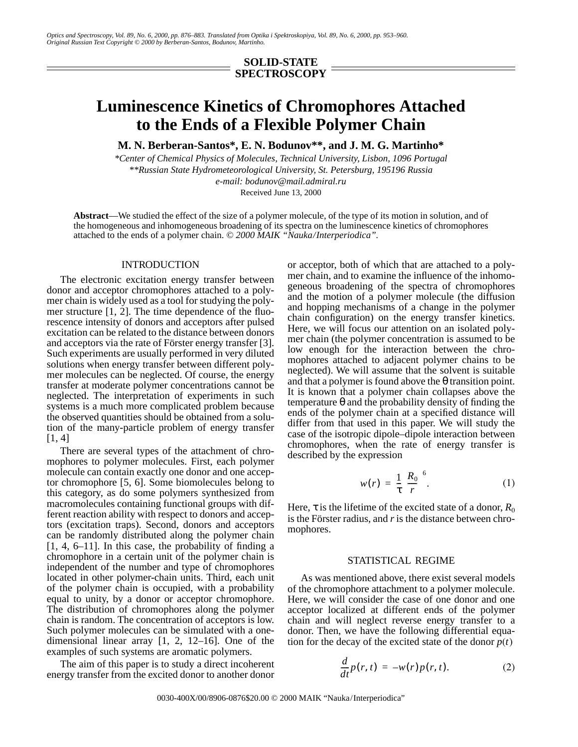SOLID-STATE SPECTROSCOPY

# Luminescence Kinetics of Chromophores Attached to the Ends of a Flexible Polymer Chain

**M. N. Berberan-Santos\*, E. N. Bodunov\*\*, and J. M. G. Martinho\***

*\*Center of Chemical Physics of Molecules, Technical University, Lisbon, 1096 Portugal*
*\*\*Russian State Hydrometeorological University, St. Petersburg, 195196 Russia*
*e-mail: bodunov@mail.admiral.ru*

Received June 13, 2000

**Abstract**—We studied the effect of the size of a polymer molecule, of the type of its motion in solution, and of the homogeneous and inhomogeneous broadening of its spectra on the luminescence kinetics of chromophores attached to the ends of a polymer chain. *© 2000 MAIK "Nauka/Interperiodica".*

## INTRODUCTION

The electronic excitation energy transfer between donor and acceptor chromophores attached to a polymer chain is widely used as a tool for studying the polymer structure [1, 2]. The time dependence of the fluorescence intensity of donors and acceptors after pulsed excitation can be related to the distance between donors and acceptors via the rate of Förster energy transfer [3]. Such experiments are usually performed in very diluted solutions when energy transfer between different polymer molecules can be neglected. Of course, the energy transfer at moderate polymer concentrations cannot be neglected. The interpretation of experiments in such systems is a much more complicated problem because the observed quantities should be obtained from a solution of the many-particle problem of energy transfer [1, 4]

There are several types of the attachment of chromophores to polymer molecules. First, each polymer molecule can contain exactly one donor and one acceptor chromophore [5, 6]. Some biomolecules belong to this category, as do some polymers synthesized from macromolecules containing functional groups with different reaction ability with respect to donors and acceptors (excitation traps). Second, donors and acceptors can be randomly distributed along the polymer chain [1, 4, 6–11]. In this case, the probability of finding a chromophore in a certain unit of the polymer chain is independent of the number and type of chromophores located in other polymer-chain units. Third, each unit of the polymer chain is occupied, with a probability equal to unity, by a donor or acceptor chromophore. The distribution of chromophores along the polymer chain is random. The concentration of acceptors is low. Such polymer molecules can be simulated with a one-dimensional linear array [1, 2, 12–16]. One of the examples of such systems are aromatic polymers.

The aim of this paper is to study a direct incoherent energy transfer from the excited donor to another donor or acceptor, both of which that are attached to a polymer chain, and to examine the influence of the inhomogeneous broadening of the spectra of chromophores and the motion of a polymer molecule (the diffusion and hopping mechanisms of a change in the polymer chain configuration) on the energy transfer kinetics. Here, we will focus our attention on an isolated polymer chain (the polymer concentration is assumed to be low enough for the interaction between the chromophores attached to adjacent polymer chains to be neglected). We will assume that the solvent is suitable and that a polymer is found above the θ transition point. It is known that a polymer chain collapses above the temperature θ and the probability density of finding the ends of the polymer chain at a specified distance will differ from that used in this paper. We will study the case of the isotropic dipole–dipole interaction between chromophores, when the rate of energy transfer is described by the expression

$$w(r) = \frac{1}{\tau}\left(\frac{R_0}{r}\right)^6. \tag{1}$$

Here, $\tau$ is the lifetime of the excited state of a donor, $R_0$ is the Förster radius, and $r$ is the distance between chromophores.

## STATISTICAL REGIME

As was mentioned above, there exist several models of the chromophore attachment to a polymer molecule. Here, we will consider the case of one donor and one acceptor localized at different ends of the polymer chain and will neglect reverse energy transfer to a donor. Then, we have the following differential equation for the decay of the excited state of the donor $p(t)$

$$\frac{d}{dt}p(r,t) = -w(r)p(r,t). \tag{2}$$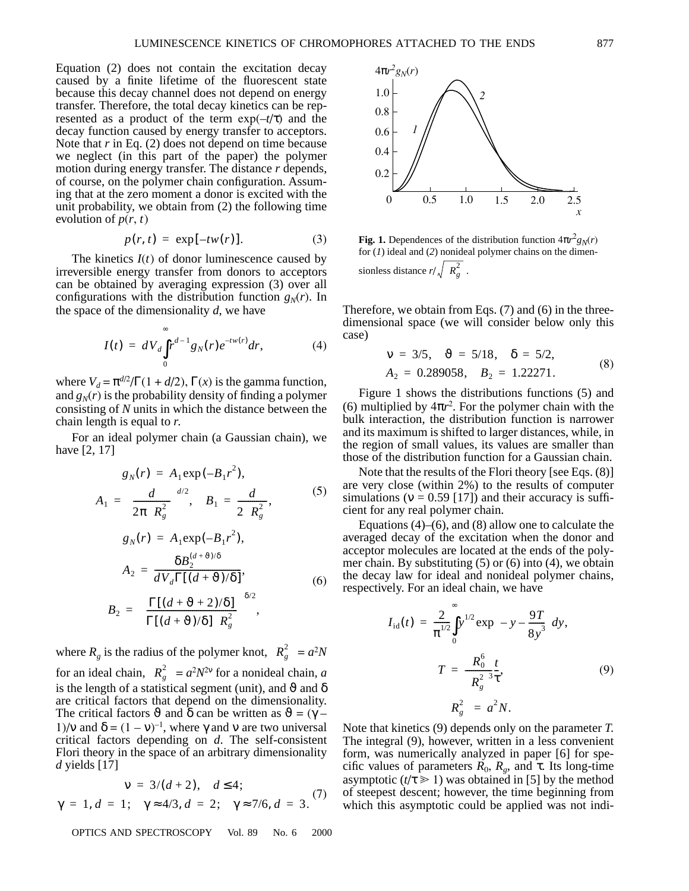Equation (2) does not contain the excitation decay caused by a finite lifetime of the fluorescent state because this decay channel does not depend on energy transfer. Therefore, the total decay kinetics can be represented as a product of the term $\exp(-t/\tau)$ and the decay function caused by energy transfer to acceptors. Note that $r$ in Eq. (2) does not depend on time because we neglect (in this part of the paper) the polymer motion during energy transfer. The distance $r$ depends, of course, on the polymer chain configuration. Assuming that at the zero moment a donor is excited with the unit probability, we obtain from (2) the following time evolution of $p(r, t)$

$$p(r,t) = \exp[-tw(r)]. \tag{3}$$

The kinetics $I(t)$ of donor luminescence caused by irreversible energy transfer from donors to acceptors can be obtained by averaging expression (3) over all configurations with the distribution function $g_N(r)$. In the space of the dimensionality $d$, we have

$$I(t) = dV_d\int_0^\infty r^{d-1}g_N(r)e^{-tw(r)}dr, \tag{4}$$

where $V_d = \pi^{d/2}/\Gamma(1 + d/2)$, $\Gamma(x)$ is the gamma function, and $g_N(r)$ is the probability density of finding a polymer consisting of $N$ units in which the distance between the chain length is equal to $r$.

For an ideal polymer chain (a Gaussian chain), we have [2, 17]

$$g_N(r) = A_1\exp(-B_1r^2),$$
$$A_1 = \left(\frac{d}{2\pi\langle R_g^2\rangle}\right)^{d/2}, \quad B_1 = \frac{d}{2\langle R_g^2\rangle}, \tag{5}$$

$$g_N(r) = A_1\exp(-B_1r^2),$$
$$A_2 = \frac{\delta B_2^{(d+\vartheta)/\delta}}{dV_d\Gamma[(d+\vartheta)/\delta]}, \tag{6}$$
$$B_2 = \left(\frac{\Gamma[(d+\vartheta+2)/\delta]}{\Gamma[(d+\vartheta)/\delta]\langle R_g^2\rangle}\right)^{\delta/2},$$

where $R_g$ is the radius of the polymer knot, $\langle R_g^2\rangle = a^2N$ for an ideal chain, $\langle R_g^2\rangle = a^2N^{2\nu}$ for a nonideal chain, $a$ is the length of a statistical segment (unit), and $\vartheta$ and $\delta$ are critical factors that depend on the dimensionality. The critical factors $\vartheta$ and $\delta$ can be written as $\vartheta = (\gamma - 1)/\nu$ and $\delta = (1 - \nu)^{-1}$, where $\gamma$ and $\nu$ are two universal critical factors depending on $d$. The self-consistent Flori theory in the space of an arbitrary dimensionality $d$ yields [17]

$$\nu = 3/(d+2), \quad d \le 4;$$
$$\gamma = 1, d = 1; \quad \gamma \approx 4/3, d = 2; \quad \gamma \approx 7/6, d = 3. \tag{7}$$

**Fig. 1.** Dependences of the distribution function $4\pi r^2 g_N(r)$ for (*1*) ideal and (*2*) nonideal polymer chains on the dimensionless distance $r/\sqrt{\langle R_g^2\rangle}$.

Therefore, we obtain from Eqs. (7) and (6) in the three-dimensional space (we will consider below only this case)

$$\nu = 3/5, \quad \vartheta = 5/18, \quad \delta = 5/2,$$
$$A_2 = 0.289058, \quad B_2 = 1.22271. \tag{8}$$

Figure 1 shows the distributions functions (5) and (6) multiplied by $4\pi r^2$. For the polymer chain with the bulk interaction, the distribution function is narrower and its maximum is shifted to larger distances, while, in the region of small values, its values are smaller than those of the distribution function for a Gaussian chain.

Note that the results of the Flori theory [see Eqs. (8)] are very close (within 2%) to the results of computer simulations ($\nu = 0.59$ [17]) and their accuracy is sufficient for any real polymer chain.

Equations (4)–(6), and (8) allow one to calculate the averaged decay of the excitation when the donor and acceptor molecules are located at the ends of the polymer chain. By substituting (5) or (6) into (4), we obtain the decay law for ideal and nonideal polymer chains, respectively. For an ideal chain, we have

$$I_{\rm id}(t) = \frac{2}{\pi^{1/2}}\int_0^\infty y^{1/2}\exp\left(-y - \frac{9T}{8y^3}\right)dy,$$
$$T = \frac{R_0^6}{\langle R_g^2\rangle^3}\frac{t}{\tau}, \tag{9}$$
$$\langle R_g^2\rangle = a^2N.$$

Note that kinetics (9) depends only on the parameter $T$. The integral (9), however, written in a less convenient form, was numerically analyzed in paper [6] for specific values of parameters $R_0$, $R_g$, and $\tau$. Its long-time asymptotic ($t/\tau \gg 1$) was obtained in [5] by the method of steepest descent; however, the time beginning from which this asymptotic could be applied was not indi-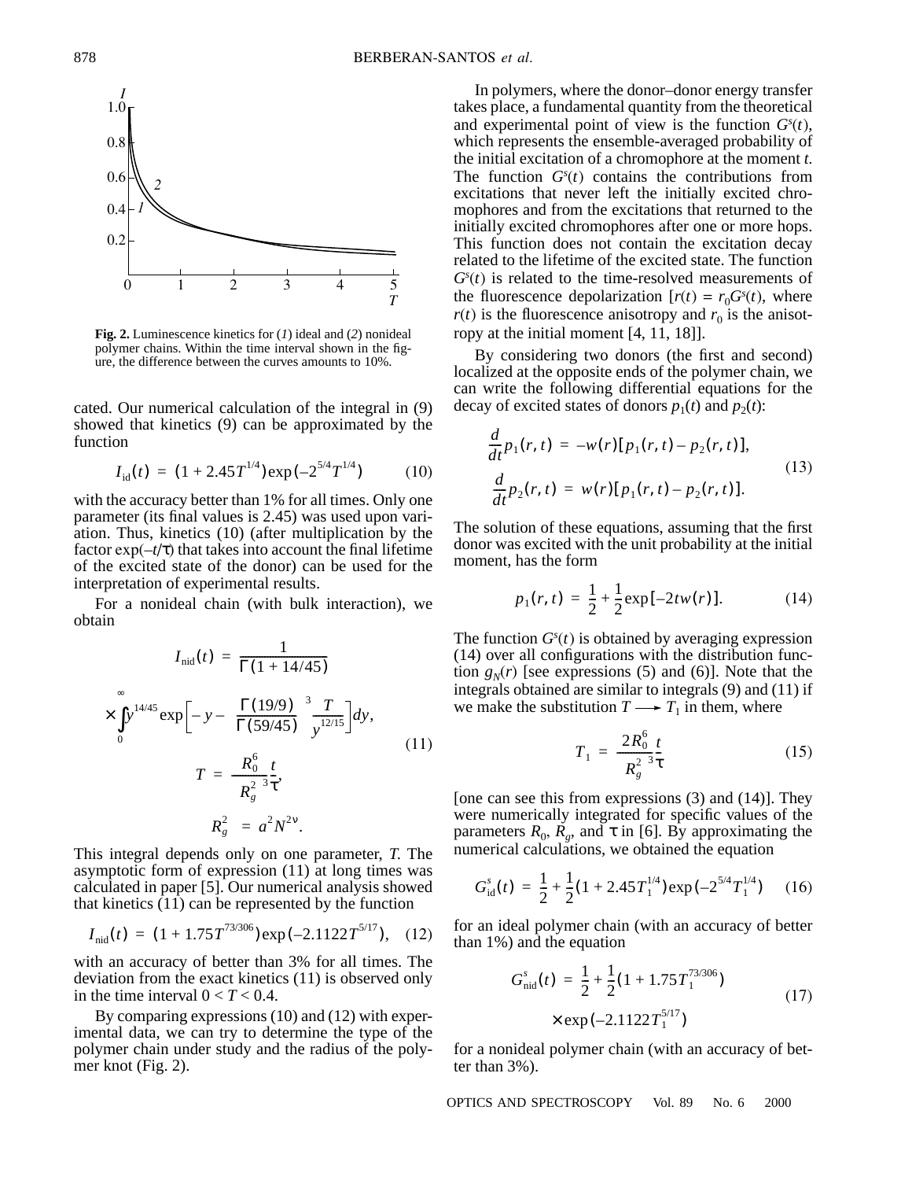**Fig. 2.** Luminescence kinetics for (*1*) ideal and (*2*) nonideal polymer chains. Within the time interval shown in the figure, the difference between the curves amounts to 10%.

cated. Our numerical calculation of the integral in (9) showed that kinetics (9) can be approximated by the function

$$I_{\text{id}}(t) = (1 + 2.45T^{1/4})\exp(-2^{5/4}T^{1/4}) \quad (10)$$

with the accuracy better than 1% for all times. Only one parameter (its final values is 2.45) was used upon variation. Thus, kinetics (10) (after multiplication by the factor $\exp(-t/\tau)$ that takes into account the final lifetime of the excited state of the donor) can be used for the interpretation of experimental results.

For a nonideal chain (with bulk interaction), we obtain

$$I_{\text{nid}}(t) = \frac{1}{\Gamma(1 + 14/45)} \times \int_0^{\infty} y^{14/45}\exp\left[-y - \left(\frac{\Gamma(19/9)}{\Gamma(59/45)}\right)^3 \frac{T}{y^{12/15}}\right]dy,$$
$$T = \frac{R_0^6}{\langle R_g^2\rangle^3}\frac{t}{\tau},$$
$$\langle R_g^2\rangle = a^2N^{2\nu}. \quad (11)$$

This integral depends only on one parameter, *T*. The asymptotic form of expression (11) at long times was calculated in paper [5]. Our numerical analysis showed that kinetics (11) can be represented by the function

$$I_{\text{nid}}(t) = (1 + 1.75T^{73/306})\exp(-2.1122T^{5/17}), \quad (12)$$

with an accuracy of better than 3% for all times. The deviation from the exact kinetics (11) is observed only in the time interval $0 < T < 0.4$.

By comparing expressions (10) and (12) with experimental data, we can try to determine the type of the polymer chain under study and the radius of the polymer knot (Fig. 2).

In polymers, where the donor–donor energy transfer takes place, a fundamental quantity from the theoretical and experimental point of view is the function $G^s(t)$, which represents the ensemble-averaged probability of the initial excitation of a chromophore at the moment *t*. The function $G^s(t)$ contains the contributions from excitations that never left the initially excited chromophores and from the excitations that returned to the initially excited chromophores after one or more hops. This function does not contain the excitation decay related to the lifetime of the excited state. The function $G^s(t)$ is related to the time-resolved measurements of the fluorescence depolarization [$r(t) = r_0G^s(t)$, where $r(t)$ is the fluorescence anisotropy and $r_0$ is the anisotropy at the initial moment [4, 11, 18]].

By considering two donors (the first and second) localized at the opposite ends of the polymer chain, we can write the following differential equations for the decay of excited states of donors $p_1(t)$ and $p_2(t)$:

$$\frac{d}{dt}p_1(r,t) = -w(r)[p_1(r,t) - p_2(r,t)],$$
$$\frac{d}{dt}p_2(r,t) = w(r)[p_1(r,t) - p_2(r,t)]. \quad (13)$$

The solution of these equations, assuming that the first donor was excited with the unit probability at the initial moment, has the form

$$p_1(r,t) = \frac{1}{2} + \frac{1}{2}\exp[-2tw(r)]. \quad (14)$$

The function $G^s(t)$ is obtained by averaging expression (14) over all configurations with the distribution function $g_N(r)$ [see expressions (5) and (6)]. Note that the integrals obtained are similar to integrals (9) and (11) if we make the substitution $T \longrightarrow T_1$ in them, where

$$T_1 = \frac{2R_0^6}{\langle R_g^2\rangle^3}\frac{t}{\tau} \quad (15)$$

[one can see this from expressions (3) and (14)]. They were numerically integrated for specific values of the parameters $R_0$, $R_g$, and $\tau$ in [6]. By approximating the numerical calculations, we obtained the equation

$$G_{\text{id}}^s(t) = \frac{1}{2} + \frac{1}{2}(1 + 2.45T_1^{1/4})\exp(-2^{5/4}T_1^{1/4}) \quad (16)$$

for an ideal polymer chain (with an accuracy of better than 1%) and the equation

$$G_{\text{nid}}^s(t) = \frac{1}{2} + \frac{1}{2}(1 + 1.75T_1^{73/306}) \times \exp(-2.1122T_1^{5/17}) \quad (17)$$

for a nonideal polymer chain (with an accuracy of better than 3%).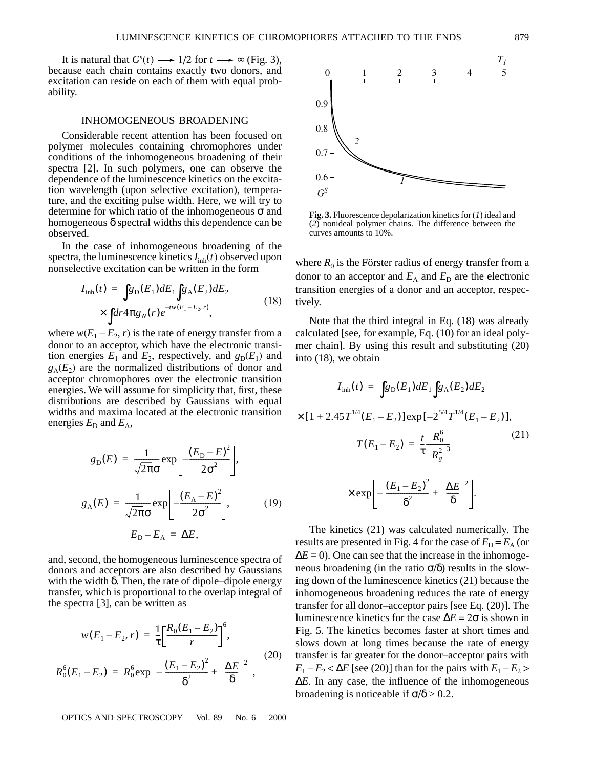It is natural that $G^s(t) \longrightarrow 1/2$ for $t \longrightarrow \infty$ (Fig. 3), because each chain contains exactly two donors, and excitation can reside on each of them with equal probability.

## INHOMOGENEOUS BROADENING

Considerable recent attention has been focused on polymer molecules containing chromophores under conditions of the inhomogeneous broadening of their spectra [2]. In such polymers, one can observe the dependence of the luminescence kinetics on the excitation wavelength (upon selective excitation), temperature, and the exciting pulse width. Here, we will try to determine for which ratio of the inhomogeneous $\sigma$ and homogeneous $\delta$ spectral widths this dependence can be observed.

In the case of inhomogeneous broadening of the spectra, the luminescence kinetics $I_{\text{inh}}(t)$ observed upon nonselective excitation can be written in the form

$$I_{\text{inh}}(t) = \int g_{\text{D}}(E_1)dE_1 \int g_{\text{A}}(E_2)dE_2 \times \int dr 4\pi g_N(r) e^{-tw(E_1 - E_2, r)}, \tag{18}$$

where $w(E_1 - E_2, r)$ is the rate of energy transfer from a donor to an acceptor, which have the electronic transition energies $E_1$ and $E_2$, respectively, and $g_{\text{D}}(E_1)$ and $g_{\text{A}}(E_2)$ are the normalized distributions of donor and acceptor chromophores over the electronic transition energies. We will assume for simplicity that, first, these distributions are described by Gaussians with equal widths and maxima located at the electronic transition energies $E_{\text{D}}$ and $E_{\text{A}}$,

$$g_{\text{D}}(E) = \frac{1}{\sqrt{2\pi}\sigma} \exp\left[-\frac{(E_{\text{D}} - E)^2}{2\sigma^2}\right],$$

$$g_{\text{A}}(E) = \frac{1}{\sqrt{2\pi}\sigma} \exp\left[-\frac{(E_{\text{A}} - E)^2}{2\sigma^2}\right], \tag{19}$$

$$E_{\text{D}} - E_{\text{A}} = \Delta E,$$

and, second, the homogeneous luminescence spectra of donors and acceptors are also described by Gaussians with the width $\delta$. Then, the rate of dipole–dipole energy transfer, which is proportional to the overlap integral of the spectra [3], can be written as

$$w(E_1 - E_2, r) = \frac{1}{\tau}\left[\frac{R_0(E_1 - E_2)}{r}\right]^6,$$

$$R_0^6(E_1 - E_2) = R_0^6 \exp\left[-\frac{(E_1 - E_2)^2}{\delta^2} + \left(\frac{\Delta E}{\delta}\right)^2\right], \tag{20}$$

where $R_0$ is the Förster radius of energy transfer from a donor to an acceptor and $E_{\text{A}}$ and $E_{\text{D}}$ are the electronic transition energies of a donor and an acceptor, respectively.

Note that the third integral in Eq. (18) was already calculated [see, for example, Eq. (10) for an ideal polymer chain]. By using this result and substituting (20) into (18), we obtain

$$I_{\text{inh}}(t) = \int g_{\text{D}}(E_1)dE_1 \int g_{\text{A}}(E_2)dE_2$$

$$\times [1 + 2.45 T^{1/4}(E_1 - E_2)] \exp[-2^{5/4} T^{1/4}(E_1 - E_2)],$$

$$T(E_1 - E_2) = \frac{t}{\tau}\left(\frac{R_0^6}{R_g^2}\right)^3 \tag{21}$$

$$\times \exp\left[-\frac{(E_1 - E_2)^2}{\delta^2} + \left(\frac{\Delta E}{\delta}\right)^2\right].$$

The kinetics (21) was calculated numerically. The results are presented in Fig. 4 for the case of $E_{\text{D}} = E_{\text{A}}$ (or $\Delta E = 0$). One can see that the increase in the inhomogeneous broadening (in the ratio $\sigma/\delta$) results in the slowing down of the luminescence kinetics (21) because the inhomogeneous broadening reduces the rate of energy transfer for all donor–acceptor pairs [see Eq. (20)]. The luminescence kinetics for the case $\Delta E = 2\sigma$ is shown in Fig. 5. The kinetics becomes faster at short times and slows down at long times because the rate of energy transfer is far greater for the donor–acceptor pairs with $E_1 - E_2 < \Delta E$ [see (20)] than for the pairs with $E_1 - E_2 > \Delta E$. In any case, the influence of the inhomogeneous broadening is noticeable if $\sigma/\delta > 0.2$.

**Fig. 3.** Fluorescence depolarization kinetics for (*1*) ideal and (*2*) nonideal polymer chains. The difference between the curves amounts to 10%.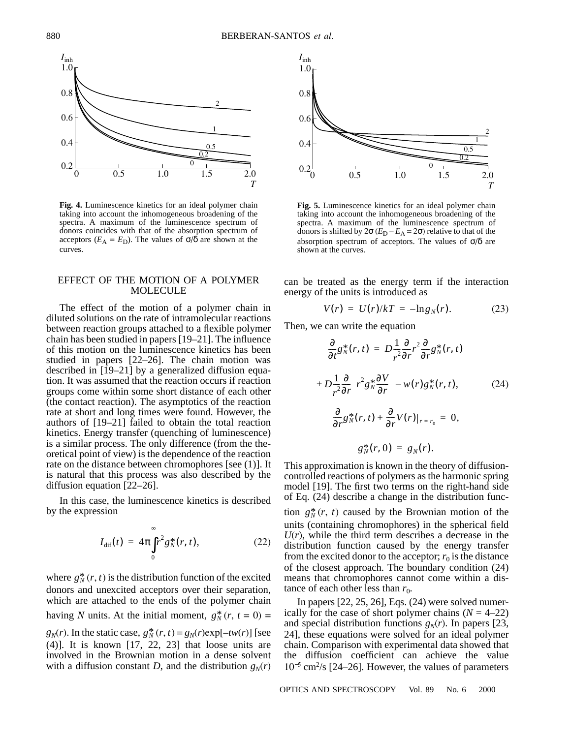Fig. 4. Luminescence kinetics for an ideal polymer chain taking into account the inhomogeneous broadening of the spectra. A maximum of the luminescence spectrum of donors coincides with that of the absorption spectrum of acceptors ($E_A = E_D$). The values of $\sigma/\delta$ are shown at the curves.

Fig. 5. Luminescence kinetics for an ideal polymer chain taking into account the inhomogeneous broadening of the spectra. A maximum of the luminescence spectrum of donors is shifted by $2\sigma$ ($E_D - E_A = 2\sigma$) relative to that of the absorption spectrum of acceptors. The values of $\sigma/\delta$ are shown at the curves.

## EFFECT OF THE MOTION OF A POLYMER MOLECULE

The effect of the motion of a polymer chain in diluted solutions on the rate of intramolecular reactions between reaction groups attached to a flexible polymer chain has been studied in papers [19–21]. The influence of this motion on the luminescence kinetics has been studied in papers [22–26]. The chain motion was described in [19–21] by a generalized diffusion equation. It was assumed that the reaction occurs if reaction groups come within some short distance of each other (the contact reaction). The asymptotics of the reaction rate at short and long times were found. However, the authors of [19–21] failed to obtain the total reaction kinetics. Energy transfer (quenching of luminescence) is a similar process. The only difference (from the theoretical point of view) is the dependence of the reaction rate on the distance between chromophores [see (1)]. It is natural that this process was also described by the diffusion equation [22–26].

In this case, the luminescence kinetics is described by the expression

$$I_{\text{dif}}(t) = 4\pi\int_0^{\infty} r^2 g_N^*(r, t), \tag{22}$$

where $g_N^*(r, t)$ is the distribution function of the excited donors and unexcited acceptors over their separation, which are attached to the ends of the polymer chain having $N$ units. At the initial moment, $g_N^*(r, t = 0) = g_N(r)$. In the static case, $g_N^*(r, t) = g_N(r)\exp[-tw(r)]$ [see (4)]. It is known [17, 22, 23] that loose units are involved in the Brownian motion in a dense solvent with a diffusion constant $D$, and the distribution $g_N(r)$ can be treated as the energy term if the interaction energy of the units is introduced as

$$V(r) = U(r)/kT = -\ln g_N(r). \tag{23}$$

Then, we can write the equation

$$\frac{\partial}{\partial t}g_N^*(r, t) = D\frac{1}{r^2}\frac{\partial}{\partial r}r^2\frac{\partial}{\partial r}g_N^*(r, t)$$

$$+ D\frac{1}{r^2}\frac{\partial}{\partial r}\left(r^2 g_N^*\frac{\partial V}{\partial r}\right) - w(r)g_N^*(r, t), \tag{24}$$

$$\frac{\partial}{\partial r}g_N^*(r, t) + \frac{\partial}{\partial r}V(r)\Big|_{r = r_0} = 0,$$

$$g_N^*(r, 0) = g_N(r).$$

This approximation is known in the theory of diffusion-controlled reactions of polymers as the harmonic spring model [19]. The first two terms on the right-hand side of Eq. (24) describe a change in the distribution function $g_N^*(r, t)$ caused by the Brownian motion of the units (containing chromophores) in the spherical field $U(r)$, while the third term describes a decrease in the distribution function caused by the energy transfer from the excited donor to the acceptor; $r_0$ is the distance of the closest approach. The boundary condition (24) means that chromophores cannot come within a distance of each other less than $r_0$.

In papers [22, 25, 26], Eqs. (24) were solved numerically for the case of short polymer chains ($N = 4$–$22$) and special distribution functions $g_N(r)$. In papers [23, 24], these equations were solved for an ideal polymer chain. Comparison with experimental data showed that the diffusion coefficient can achieve the value $10^{-5}$ cm$^2$/s [24–26]. However, the values of parameters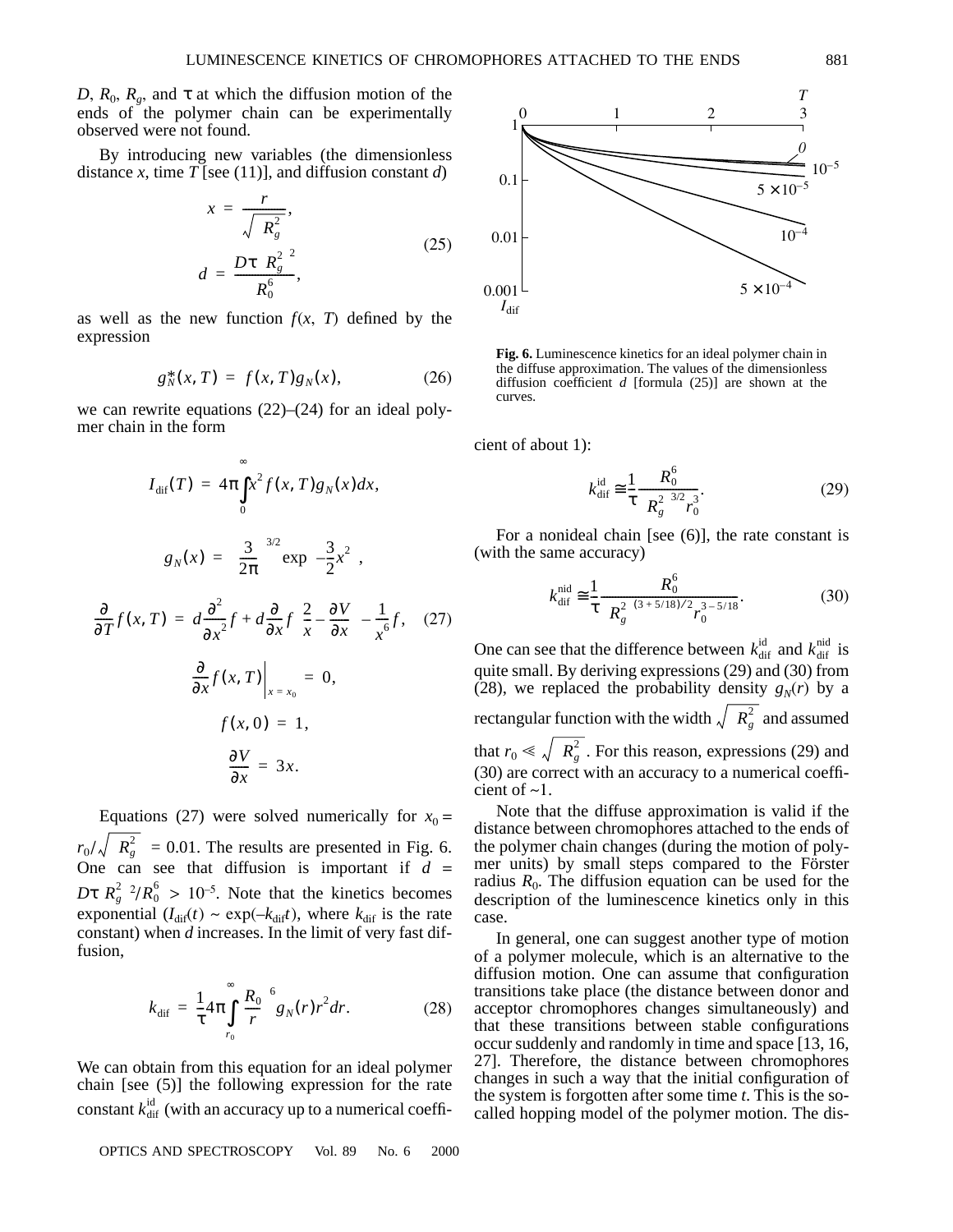$D$, $R_0$, $R_g$, and $\tau$ at which the diffusion motion of the ends of the polymer chain can be experimentally observed were not found.

By introducing new variables (the dimensionless distance $x$, time $T$ [see (11)], and diffusion constant $d$)

$$x = \frac{r}{\sqrt{\langle R_g^2 \rangle}}, \quad d = \frac{D\tau \langle R_g^2 \rangle^2}{R_0^6}, \tag{25}$$

as well as the new function $f(x, T)$ defined by the expression

$$g_N^*(x, T) = f(x, T) g_N(x), \tag{26}$$

we can rewrite equations (22)–(24) for an ideal polymer chain in the form

$$I_{\text{dif}}(T) = 4\pi \int_0^\infty x^2 f(x, T) g_N(x) dx,$$

$$g_N(x) = \left(\frac{3}{2\pi}\right)^{3/2} \exp\left(-\frac{3}{2}x^2\right),$$

$$\frac{\partial}{\partial T} f(x, T) = d\frac{\partial^2}{\partial x^2} f + d\frac{\partial}{\partial x} f\left(\frac{2}{x} - \frac{\partial V}{\partial x}\right) - \frac{1}{x^6} f, \tag{27}$$

$$\left.\frac{\partial}{\partial x} f(x, T)\right|_{x = x_0} = 0,$$

$$f(x, 0) = 1,$$

$$\frac{\partial V}{\partial x} = 3x.$$

Equations (27) were solved numerically for $x_0 = r_0/\sqrt{\langle R_g^2 \rangle} = 0.01$. The results are presented in Fig. 6. One can see that diffusion is important if $d = D\tau\langle R_g^2\rangle^2/R_0^6 > 10^{-5}$. Note that the kinetics becomes exponential ($I_{\text{dif}}(t) \sim \exp(-k_{\text{dif}} t)$, where $k_{\text{dif}}$ is the rate constant) when $d$ increases. In the limit of very fast diffusion,

$$k_{\text{dif}} = \frac{1}{\tau} 4\pi \int_{r_0}^\infty \left(\frac{R_0}{r}\right)^6 g_N(r) r^2 dr. \tag{28}$$

We can obtain from this equation for an ideal polymer chain [see (5)] the following expression for the rate constant $k_{\text{dif}}^{\text{id}}$ (with an accuracy up to a numerical coefficient of about 1):

$$k_{\text{dif}}^{\text{id}} \cong \frac{1}{\tau} \frac{R_0^6}{\langle R_g^2 \rangle^{3/2} r_0^3}. \tag{29}$$

For a nonideal chain [see (6)], the rate constant is (with the same accuracy)

$$k_{\text{dif}}^{\text{nid}} \cong \frac{1}{\tau} \frac{R_0^6}{\langle R_g^2 \rangle^{(3 + 5/18)/2} r_0^{3 - 5/18}}. \tag{30}$$

One can see that the difference between $k_{\text{dif}}^{\text{id}}$ and $k_{\text{dif}}^{\text{nid}}$ is quite small. By deriving expressions (29) and (30) from (28), we replaced the probability density $g_N(r)$ by a rectangular function with the width $\sqrt{\langle R_g^2 \rangle}$ and assumed that $r_0 \ll \sqrt{\langle R_g^2 \rangle}$. For this reason, expressions (29) and (30) are correct with an accuracy to a numerical coefficient of ~1.

Note that the diffuse approximation is valid if the distance between chromophores attached to the ends of the polymer chain changes (during the motion of polymer units) by small steps compared to the Förster radius $R_0$. The diffusion equation can be used for the description of the luminescence kinetics only in this case.

In general, one can suggest another type of motion of a polymer molecule, which is an alternative to the diffusion motion. One can assume that configuration transitions take place (the distance between donor and acceptor chromophores changes simultaneously) and that these transitions between stable configurations occur suddenly and randomly in time and space [13, 16, 27]. Therefore, the distance between chromophores changes in such a way that the initial configuration of the system is forgotten after some time $t$. This is the so-called hopping model of the polymer motion. The dis-

**Fig. 6.** Luminescence kinetics for an ideal polymer chain in the diffuse approximation. The values of the dimensionless diffusion coefficient $d$ [formula (25)] are shown at the curves.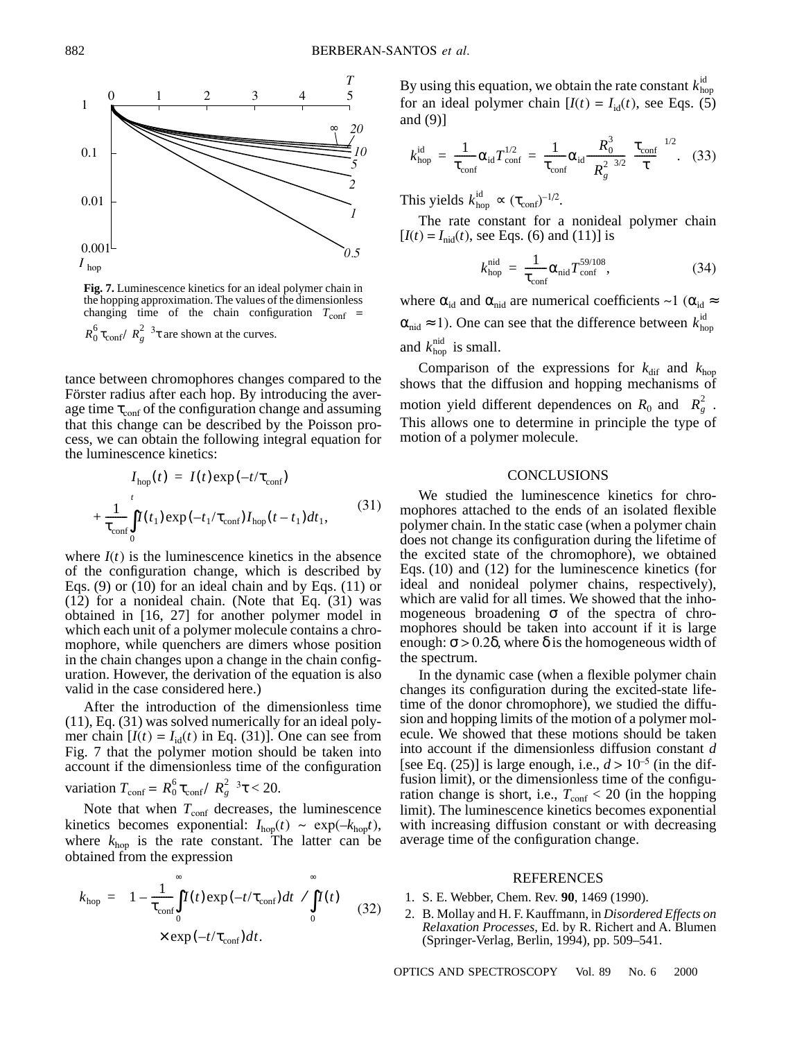**Fig. 7.** Luminescence kinetics for an ideal polymer chain in the hopping approximation. The values of the dimensionless changing time of the chain configuration $T_{conf} = R_0^6\tau_{conf}/\langle R_g^2\rangle^3\tau$ are shown at the curves.

tance between chromophores changes compared to the Förster radius after each hop. By introducing the average time $\tau_{conf}$ of the configuration change and assuming that this change can be described by the Poisson process, we can obtain the following integral equation for the luminescence kinetics:

$$I_{hop}(t) = I(t)\exp(-t/\tau_{conf}) + \frac{1}{\tau_{conf}}\int_0^t I(t_1)\exp(-t_1/\tau_{conf})I_{hop}(t-t_1)dt_1, \quad (31)$$

where $I(t)$ is the luminescence kinetics in the absence of the configuration change, which is described by Eqs. (9) or (10) for an ideal chain and by Eqs. (11) or (12) for a nonideal chain. (Note that Eq. (31) was obtained in [16, 27] for another polymer model in which each unit of a polymer molecule contains a chromophore, while quenchers are dimers whose position in the chain changes upon a change in the chain configuration. However, the derivation of the equation is also valid in the case considered here.)

After the introduction of the dimensionless time (11), Eq. (31) was solved numerically for an ideal polymer chain [$I(t) = I_{id}(t)$ in Eq. (31)]. One can see from Fig. 7 that the polymer motion should be taken into account if the dimensionless time of the configuration variation $T_{conf} = R_0^6\tau_{conf}/\langle R_g^2\rangle^3\tau < 20$.

Note that when $T_{conf}$ decreases, the luminescence kinetics becomes exponential: $I_{hop}(t) \sim \exp(-k_{hop}t)$, where $k_{hop}$ is the rate constant. The latter can be obtained from the expression

$$k_{hop} = \left[1 - \frac{1}{\tau_{conf}}\int_0^\infty I(t)\exp(-t/\tau_{conf})dt\right] \Big/ \int_0^\infty I(t) \times \exp(-t/\tau_{conf})dt. \quad (32)$$

By using this equation, we obtain the rate constant $k_{hop}^{id}$ for an ideal polymer chain [$I(t) = I_{id}(t)$, see Eqs. (5) and (9)]

$$k_{hop}^{id} = \frac{1}{\tau_{conf}}\alpha_{id}T_{conf}^{1/2} = \frac{1}{\tau_{conf}}\alpha_{id}\frac{R_0^3}{\langle R_g^2\rangle^{3/2}}\left(\frac{\tau_{conf}}{\tau}\right)^{1/2}. \quad (33)$$

This yields $k_{hop}^{id} \propto (\tau_{conf})^{-1/2}$.

The rate constant for a nonideal polymer chain [$I(t) = I_{nid}(t)$, see Eqs. (6) and (11)] is

$$k_{hop}^{nid} = \frac{1}{\tau_{conf}}\alpha_{nid}T_{conf}^{59/108}, \quad (34)$$

where $\alpha_{id}$ and $\alpha_{nid}$ are numerical coefficients ~1 ($\alpha_{id} \approx \alpha_{nid} \approx 1$). One can see that the difference between $k_{hop}^{id}$ and $k_{hop}^{nid}$ is small.

Comparison of the expressions for $k_{dif}$ and $k_{hop}$ shows that the diffusion and hopping mechanisms of motion yield different dependences on $R_0$ and $\langle R_g^2\rangle$. This allows one to determine in principle the type of motion of a polymer molecule.

## CONCLUSIONS

We studied the luminescence kinetics for chromophores attached to the ends of an isolated flexible polymer chain. In the static case (when a polymer chain does not change its configuration during the lifetime of the excited state of the chromophore), we obtained Eqs. (10) and (12) for the luminescence kinetics (for ideal and nonideal polymer chains, respectively), which are valid for all times. We showed that the inhomogeneous broadening $\sigma$ of the spectra of chromophores should be taken into account if it is large enough: $\sigma > 0.2\delta$, where $\delta$ is the homogeneous width of the spectrum.

In the dynamic case (when a flexible polymer chain changes its configuration during the excited-state lifetime of the donor chromophore), we studied the diffusion and hopping limits of the motion of a polymer molecule. We showed that these motions should be taken into account if the dimensionless diffusion constant $d$ [see Eq. (25)] is large enough, i.e., $d > 10^{-5}$ (in the diffusion limit), or the dimensionless time of the configuration change is short, i.e., $T_{conf} < 20$ (in the hopping limit). The luminescence kinetics becomes exponential with increasing diffusion constant or with decreasing average time of the configuration change.

## REFERENCES

1. S. E. Webber, Chem. Rev. **90**, 1469 (1990).
2. B. Mollay and H. F. Kauffmann, in *Disordered Effects on Relaxation Processes*, Ed. by R. Richert and A. Blumen (Springer-Verlag, Berlin, 1994), pp. 509–541.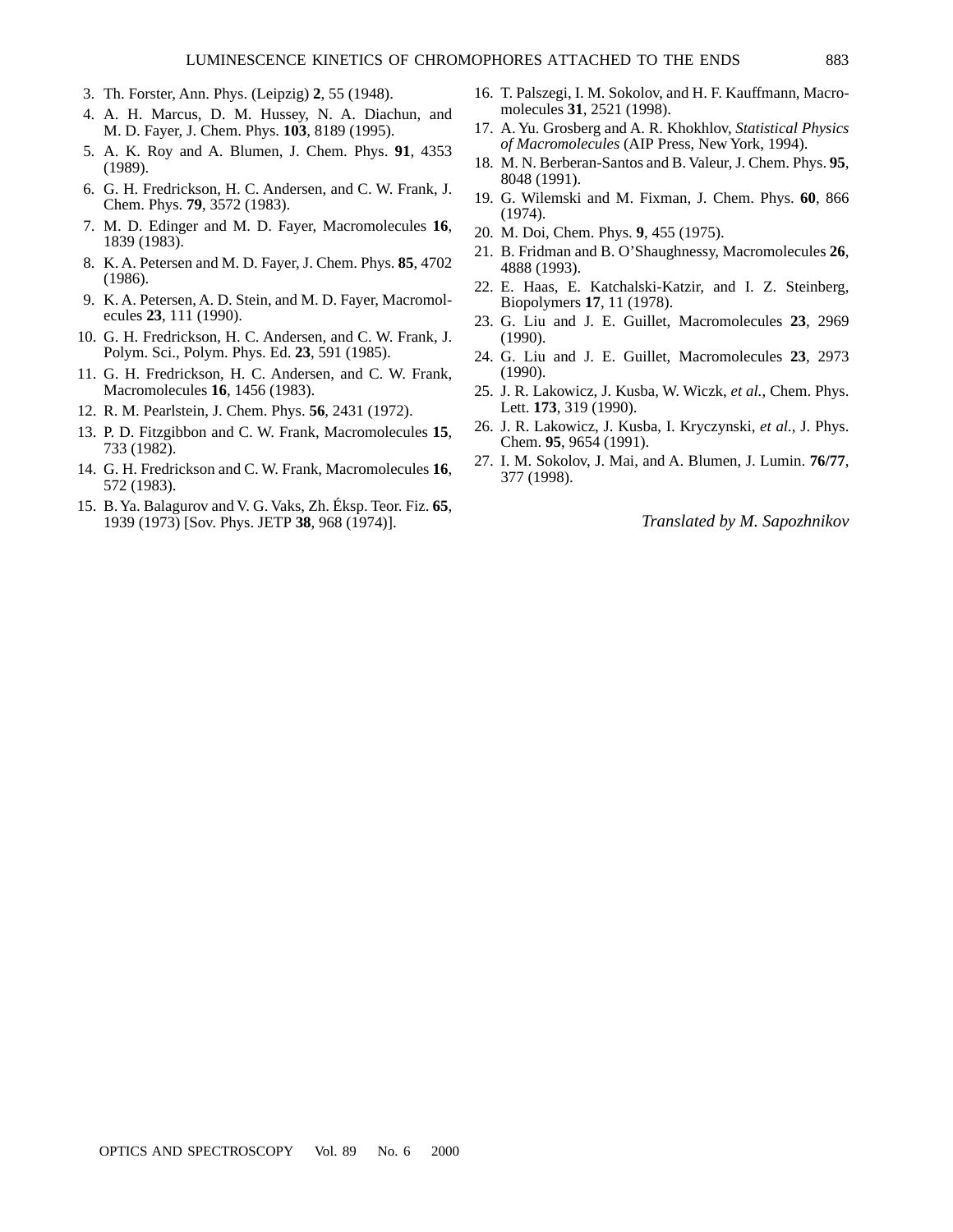3. Th. Forster, Ann. Phys. (Leipzig) **2**, 55 (1948).
4. A. H. Marcus, D. M. Hussey, N. A. Diachun, and M. D. Fayer, J. Chem. Phys. **103**, 8189 (1995).
5. A. K. Roy and A. Blumen, J. Chem. Phys. **91**, 4353 (1989).
6. G. H. Fredrickson, H. C. Andersen, and C. W. Frank, J. Chem. Phys. **79**, 3572 (1983).
7. M. D. Edinger and M. D. Fayer, Macromolecules **16**, 1839 (1983).
8. K. A. Petersen and M. D. Fayer, J. Chem. Phys. **85**, 4702 (1986).
9. K. A. Petersen, A. D. Stein, and M. D. Fayer, Macromolecules **23**, 111 (1990).
10. G. H. Fredrickson, H. C. Andersen, and C. W. Frank, J. Polym. Sci., Polym. Phys. Ed. **23**, 591 (1985).
11. G. H. Fredrickson, H. C. Andersen, and C. W. Frank, Macromolecules **16**, 1456 (1983).
12. R. M. Pearlstein, J. Chem. Phys. **56**, 2431 (1972).
13. P. D. Fitzgibbon and C. W. Frank, Macromolecules **15**, 733 (1982).
14. G. H. Fredrickson and C. W. Frank, Macromolecules **16**, 572 (1983).
15. B. Ya. Balagurov and V. G. Vaks, Zh. Éksp. Teor. Fiz. **65**, 1939 (1973) [Sov. Phys. JETP **38**, 968 (1974)].
16. T. Palszegi, I. M. Sokolov, and H. F. Kauffmann, Macromolecules **31**, 2521 (1998).
17. A. Yu. Grosberg and A. R. Khokhlov, *Statistical Physics of Macromolecules* (AIP Press, New York, 1994).
18. M. N. Berberan-Santos and B. Valeur, J. Chem. Phys. **95**, 8048 (1991).
19. G. Wilemski and M. Fixman, J. Chem. Phys. **60**, 866 (1974).
20. M. Doi, Chem. Phys. **9**, 455 (1975).
21. B. Fridman and B. O'Shaughnessy, Macromolecules **26**, 4888 (1993).
22. E. Haas, E. Katchalski-Katzir, and I. Z. Steinberg, Biopolymers **17**, 11 (1978).
23. G. Liu and J. E. Guillet, Macromolecules **23**, 2969 (1990).
24. G. Liu and J. E. Guillet, Macromolecules **23**, 2973 (1990).
25. J. R. Lakowicz, J. Kusba, W. Wiczk, *et al.*, Chem. Phys. Lett. **173**, 319 (1990).
26. J. R. Lakowicz, J. Kusba, I. Kryczynski, *et al.*, J. Phys. Chem. **95**, 9654 (1991).
27. I. M. Sokolov, J. Mai, and A. Blumen, J. Lumin. **76/77**, 377 (1998).

*Translated by M. Sapozhnikov*